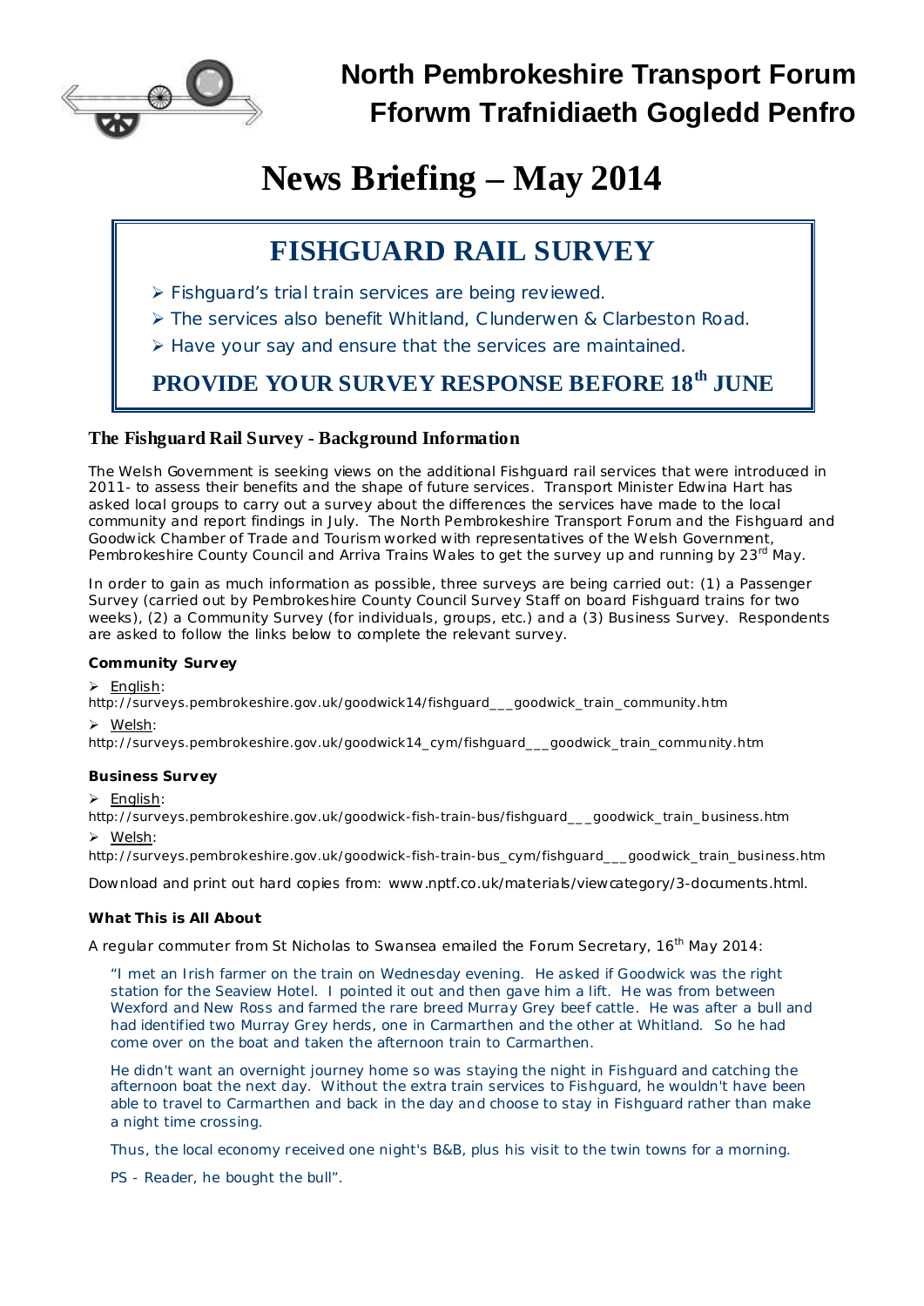# North Pembrokeshire Transport Forum
# Fforwm Trafnidiaeth Gogledd Penfro

# News Briefing – May 2014

## FISHGUARD RAIL SURVEY

- Fishguard's trial train services are being reviewed.
- The services also benefit Whitland, Clunderwen & Clarbeston Road.
- Have your say and ensure that the services are maintained.

**PROVIDE YOUR SURVEY RESPONSE BEFORE 18th JUNE**

### The Fishguard Rail Survey - Background Information

The Welsh Government is seeking views on the additional Fishguard rail services that were introduced in 2011- to assess their benefits and the shape of future services. Transport Minister Edwina Hart has asked local groups to carry out a survey about the differences the services have made to the local community and report findings in July. The North Pembrokeshire Transport Forum and the Fishguard and Goodwick Chamber of Trade and Tourism worked with representatives of the Welsh Government, Pembrokeshire County Council and Arriva Trains Wales to get the survey up and running by 23rd May.

In order to gain as much information as possible, three surveys are being carried out: (1) a Passenger Survey (carried out by Pembrokeshire County Council Survey Staff on board Fishguard trains for two weeks), (2) a Community Survey (for individuals, groups, etc.) and a (3) Business Survey. Respondents are asked to follow the links below to complete the relevant survey.

**Community Survey**

- English:

http://surveys.pembrokeshire.gov.uk/goodwick14/fishguard___goodwick_train_community.htm

- Welsh:

http://surveys.pembrokeshire.gov.uk/goodwick14_cym/fishguard___goodwick_train_community.htm

**Business Survey**

- English:

http://surveys.pembrokeshire.gov.uk/goodwick-fish-train-bus/fishguard___goodwick_train_business.htm

- Welsh:

http://surveys.pembrokeshire.gov.uk/goodwick-fish-train-bus_cym/fishguard___goodwick_train_business.htm

Download and print out hard copies from: www.nptf.co.uk/materials/viewcategory/3-documents.html.

**What This is All About**

A regular commuter from St Nicholas to Swansea emailed the Forum Secretary, 16th May 2014:

> "I met an Irish farmer on the train on Wednesday evening. He asked if Goodwick was the right station for the Seaview Hotel. I pointed it out and then gave him a lift. He was from between Wexford and New Ross and farmed the rare breed Murray Grey beef cattle. He was after a bull and had identified two Murray Grey herds, one in Carmarthen and the other at Whitland. So he had come over on the boat and taken the afternoon train to Carmarthen.
>
> He didn't want an overnight journey home so was staying the night in Fishguard and catching the afternoon boat the next day. Without the extra train services to Fishguard, he wouldn't have been able to travel to Carmarthen and back in the day and choose to stay in Fishguard rather than make a night time crossing.
>
> Thus, the local economy received one night's B&B, plus his visit to the twin towns for a morning.
>
> PS - Reader, he bought the bull".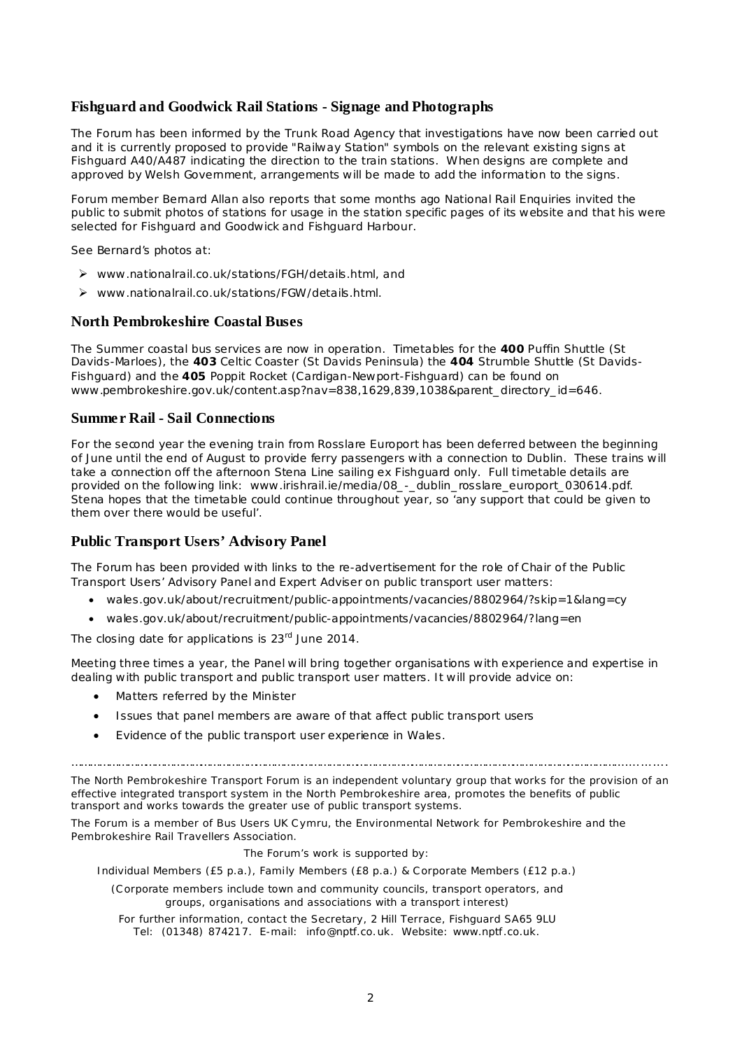## Fishguard and Goodwick Rail Stations - Signage and Photographs

The Forum has been informed by the Trunk Road Agency that investigations have now been carried out and it is currently proposed to provide "Railway Station" symbols on the relevant existing signs at Fishguard A40/A487 indicating the direction to the train stations. When designs are complete and approved by Welsh Government, arrangements will be made to add the information to the signs.

Forum member Bernard Allan also reports that some months ago National Rail Enquiries invited the public to submit photos of stations for usage in the station specific pages of its website and that his were selected for Fishguard and Goodwick and Fishguard Harbour.

See Bernard's photos at:

- www.nationalrail.co.uk/stations/FGH/details.html, and
- www.nationalrail.co.uk/stations/FGW/details.html.

## North Pembrokeshire Coastal Buses

The Summer coastal bus services are now in operation. Timetables for the **400** Puffin Shuttle (St Davids-Marloes), the **403** Celtic Coaster (St Davids Peninsula) the **404** Strumble Shuttle (St Davids-Fishguard) and the **405** Poppit Rocket (Cardigan-Newport-Fishguard) can be found on www.pembrokeshire.gov.uk/content.asp?nav=838,1629,839,1038&parent_directory_id=646.

## Summer Rail - Sail Connections

For the second year the evening train from Rosslare Europort has been deferred between the beginning of June until the end of August to provide ferry passengers with a connection to Dublin. These trains will take a connection off the afternoon Stena Line sailing ex Fishguard only. Full timetable details are provided on the following link: www.irishrail.ie/media/08_-_dublin_rosslare_europort_030614.pdf. Stena hopes that the timetable could continue throughout year, so 'any support that could be given to them over there would be useful'.

## Public Transport Users' Advisory Panel

The Forum has been provided with links to the re-advertisement for the role of Chair of the Public Transport Users' Advisory Panel and Expert Adviser on public transport user matters:

- wales.gov.uk/about/recruitment/public-appointments/vacancies/8802964/?skip=1&lang=cy
- wales.gov.uk/about/recruitment/public-appointments/vacancies/8802964/?lang=en

The closing date for applications is 23rd June 2014.

Meeting three times a year, the Panel will bring together organisations with experience and expertise in dealing with public transport and public transport user matters. It will provide advice on:

- Matters referred by the Minister
- Issues that panel members are aware of that affect public transport users
- Evidence of the public transport user experience in Wales.

---

The North Pembrokeshire Transport Forum is an independent voluntary group that works for the provision of an effective integrated transport system in the North Pembrokeshire area, promotes the benefits of public transport and works towards the greater use of public transport systems.

The Forum is a member of Bus Users UK Cymru, the Environmental Network for Pembrokeshire and the Pembrokeshire Rail Travellers Association.

The Forum's work is supported by:

Individual Members (£5 p.a.), Family Members (£8 p.a.) & Corporate Members (£12 p.a.)

(Corporate members include town and community councils, transport operators, and groups, organisations and associations with a transport interest)

For further information, contact the Secretary, 2 Hill Terrace, Fishguard SA65 9LU
Tel: (01348) 874217. E-mail: info@nptf.co.uk. Website: www.nptf.co.uk.